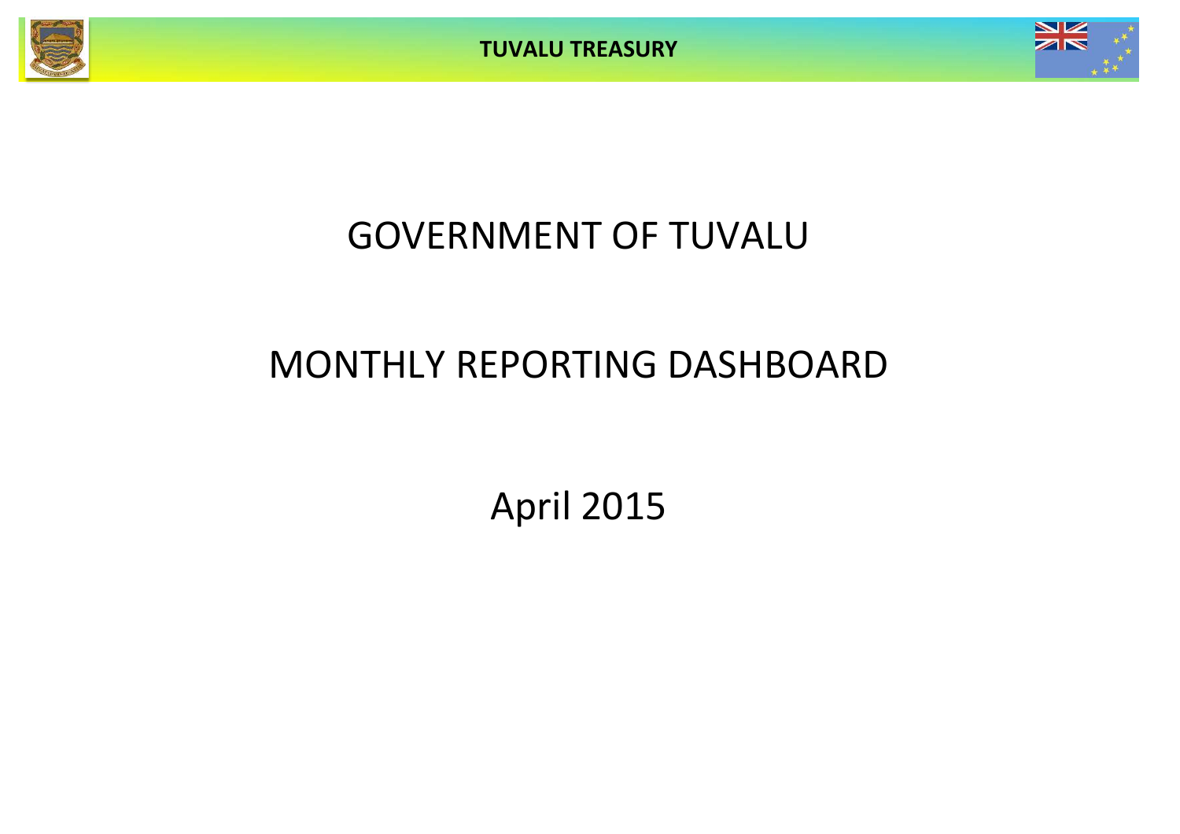# GOVERNMENT OF TUVALU

# MONTHLY REPORTING DASHBOARD

## April 2015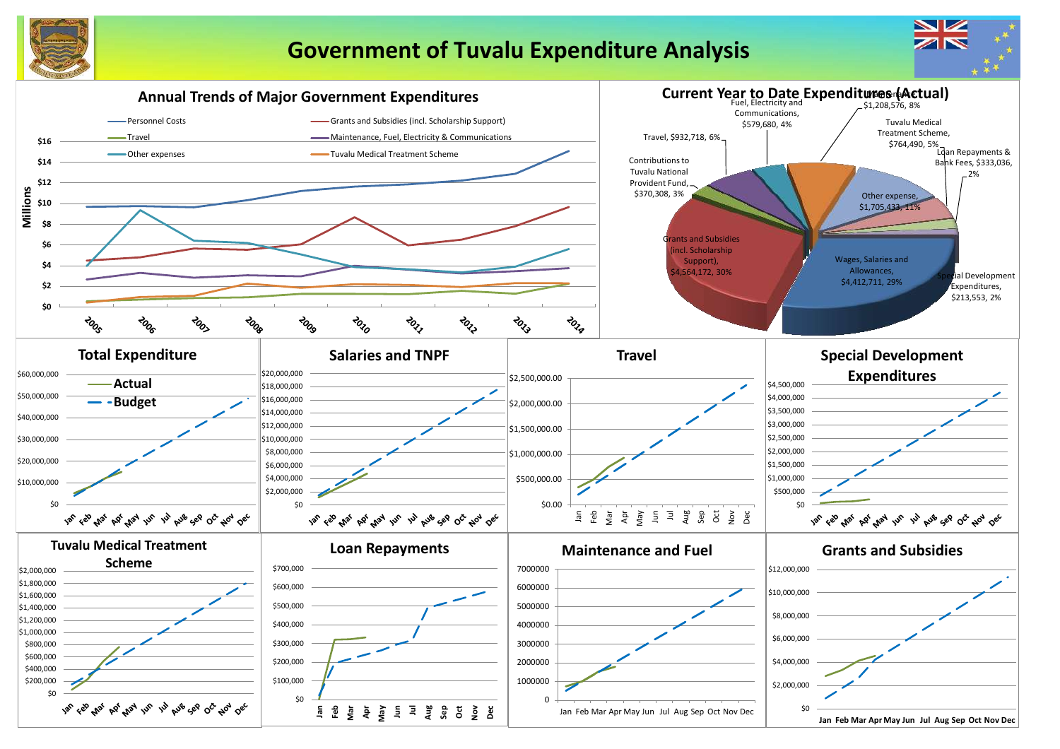# Government of Tuvalu Expenditure Analysis

## Annual Trends of Major Government Expenditures

Legend: Personnel Costs; Grants and Subsidies (incl. Scholarship Support); Travel; Maintenance, Fuel, Electricity & Communications; Other expenses; Tuvalu Medical Treatment Scheme

Millions: $0, $2, $4, $6, $8, $10, $12, $14, $16

2005, 2006, 2007, 2008, 2009, 2010, 2011, 2012, 2013, 2014

## Current Year to Date Expenditures (Actual)

- Utilities and Services, $1,208,576, 8%
- Fuel, Electricity and Communications, $579,680, 4%
- Tuvalu Medical Treatment Scheme, $764,490, 5%
- Travel, $932,718, 6%
- Loan Repayments & Bank Fees, $333,036, 2%
- Contributions to Tuvalu National Provident Fund, $370,308, 3%
- Other expense, $1,705,433, 11%
- Grants and Subsidies (incl. Scholarship Support), $4,564,172, 30%
- Wages, Salaries and Allowances, $4,412,711, 29%
- Special Development Expenditures, $213,553, 2%

## Total Expenditure

Legend: Actual; Budget

$0, $10,000,000, $20,000,000, $30,000,000, $40,000,000, $50,000,000, $60,000,000

Jan, Feb, Mar, Apr, May, Jun, Jul, Aug, Sep, Oct, Nov, Dec

## Salaries and TNPF

$0, $2,000,000, $4,000,000, $6,000,000, $8,000,000, $10,000,000, $12,000,000, $14,000,000, $16,000,000, $18,000,000, $20,000,000

Jan, Feb, Mar, Apr, May, Jun, Jul, Aug, Sep, Oct, Nov, Dec

## Travel

$0.00, $500,000.00, $1,000,000.00, $1,500,000.00, $2,000,000.00, $2,500,000.00

Jan, Feb, Mar, Apr, May, Jun, Jul, Aug, Sep, Oct, Nov, Dec

## Special Development Expenditures

$0, $500,000, $1,000,000, $1,500,000, $2,000,000, $2,500,000, $3,000,000, $3,500,000, $4,000,000, $4,500,000

Jan, Feb, Mar, Apr, May, Jun, Jul, Aug, Sep, Oct, Nov, Dec

## Tuvalu Medical Treatment Scheme

$0, $200,000, $400,000, $600,000, $800,000, $1,000,000, $1,200,000, $1,400,000, $1,600,000, $1,800,000, $2,000,000

Jan, Feb, Mar, Apr, May, Jun, Jul, Aug, Sep, Oct, Nov, Dec

## Loan Repayments

$0, $100,000, $200,000, $300,000, $400,000, $500,000, $600,000, $700,000

Jan, Feb, Mar, Apr, May, Jun, Jul, Aug, Sep, Oct, Nov, Dec

## Maintenance and Fuel

0, 1000000, 2000000, 3000000, 4000000, 5000000, 6000000, 7000000

Jan, Feb, Mar, Apr, May, Jun, Jul, Aug, Sep, Oct, Nov, Dec

## Grants and Subsidies

$0, $2,000,000, $4,000,000, $6,000,000, $8,000,000, $10,000,000, $12,000,000

Jan, Feb, Mar, Apr, May, Jun, Jul, Aug, Sep, Oct, Nov, Dec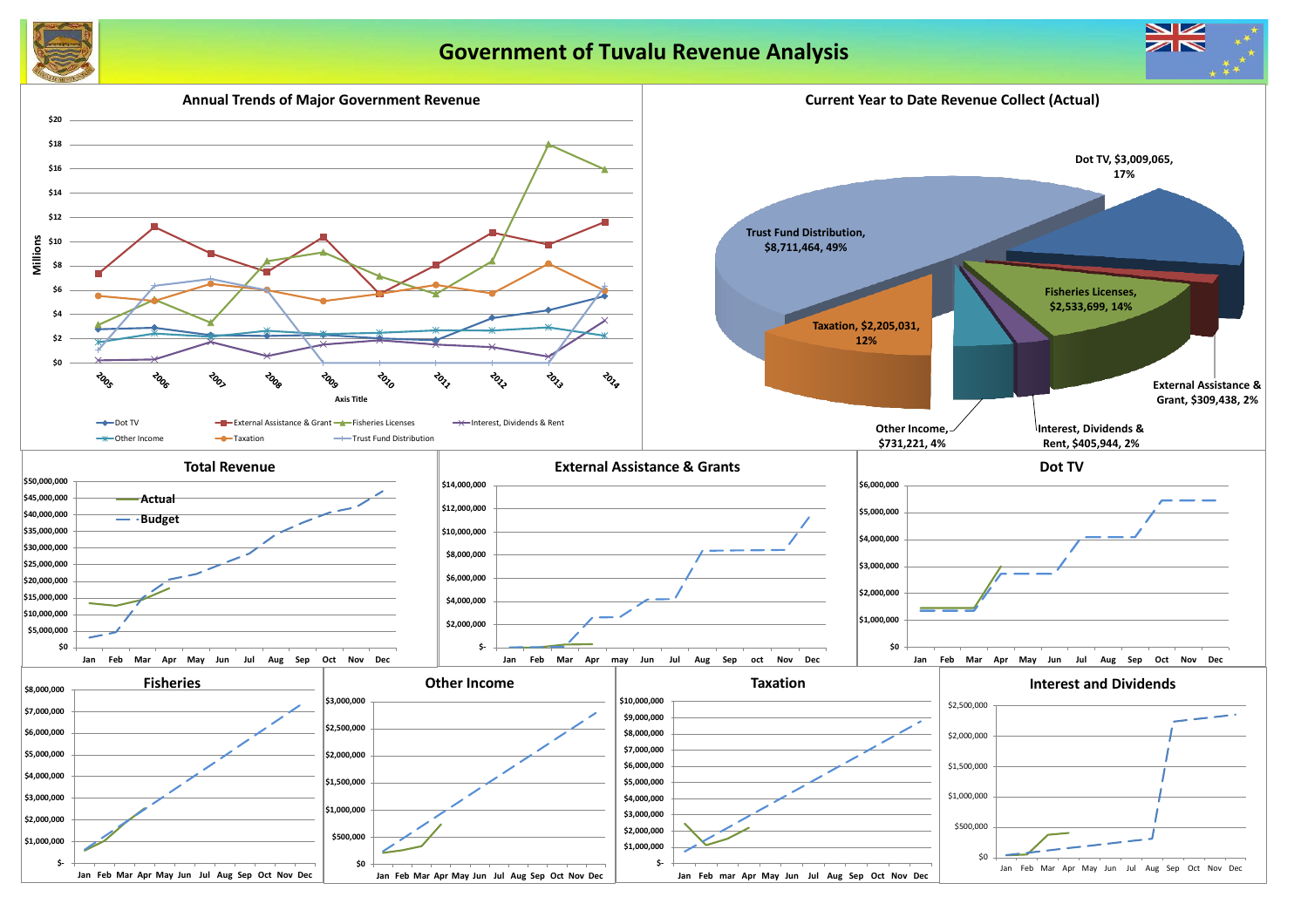# Government of Tuvalu Revenue Analysis

## Annual Trends of Major Government Revenue

Millions

$20, $18, $16, $14, $12, $10, $8, $6, $4, $2, $0

2005, 2006, 2007, 2008, 2009, 2010, 2011, 2012, 2013, 2014

Axis Title

Dot TV, External Assistance & Grant, Fisheries Licenses, Interest, Dividends & Rent, Other Income, Taxation, Trust Fund Distribution

## Current Year to Date Revenue Collect (Actual)

- Dot TV, $3,009,065, 17%
- Trust Fund Distribution, $8,711,464, 49%
- Fisheries Licenses, $2,533,699, 14%
- Taxation, $2,205,031, 12%
- External Assistance & Grant, $309,438, 2%
- Other Income, $731,221, 4%
- Interest, Dividends & Rent, $405,944, 2%

## Total Revenue

Actual, Budget

$50,000,000, $45,000,000, $40,000,000, $35,000,000, $30,000,000, $25,000,000, $20,000,000, $15,000,000, $10,000,000, $5,000,000, $0

Jan, Feb, Mar, Apr, May, Jun, Jul, Aug, Sep, Oct, Nov, Dec

## External Assistance & Grants

$14,000,000, $12,000,000, $10,000,000, $8,000,000, $6,000,000, $4,000,000, $2,000,000, $-

Jan, Feb, Mar, Apr, may, Jun, Jul, Aug, Sep, oct, Nov, Dec

## Dot TV

$6,000,000, $5,000,000, $4,000,000, $3,000,000, $2,000,000, $1,000,000, $0

Jan, Feb, Mar, Apr, May, Jun, Jul, Aug, Sep, Oct, Nov, Dec

## Fisheries

$8,000,000, $7,000,000, $6,000,000, $5,000,000, $4,000,000, $3,000,000, $2,000,000, $1,000,000, $-

Jan, Feb, Mar, Apr, May, Jun, Jul, Aug, Sep, Oct, Nov, Dec

## Other Income

$3,000,000, $2,500,000, $2,000,000, $1,500,000, $1,000,000, $500,000, $0

Jan, Feb, Mar, Apr, May, Jun, Jul, Aug, Sep, Oct, Nov, Dec

## Taxation

$10,000,000, $9,000,000, $8,000,000, $7,000,000, $6,000,000, $5,000,000, $4,000,000, $3,000,000, $2,000,000, $1,000,000, $-

Jan, Feb, mar, Apr, May, Jun, Jul, Aug, Sep, Oct, Nov, Dec

## Interest and Dividends

$2,500,000, $2,000,000, $1,500,000, $1,000,000, $500,000, $0

Jan, Feb, Mar, Apr, May, Jun, Jul, Aug, Sep, Oct, Nov, Dec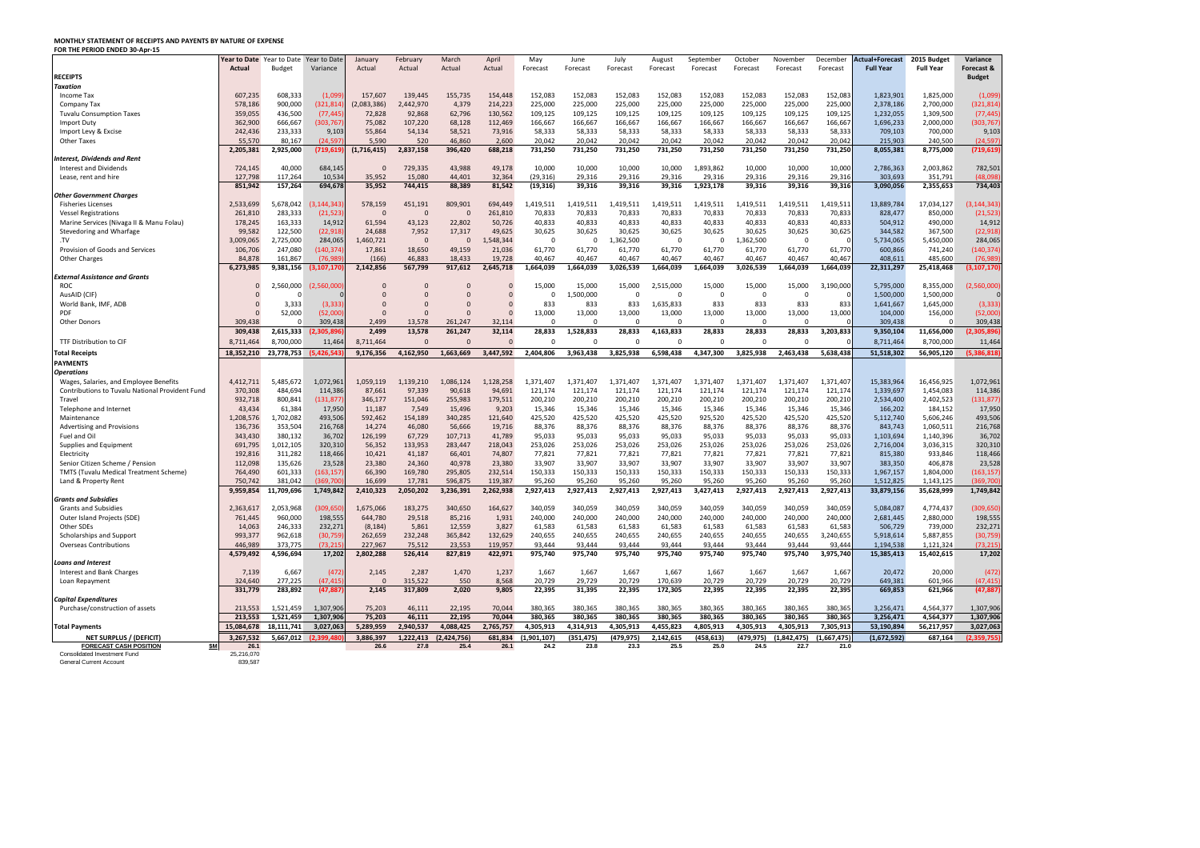# MONTHLY STATEMENT OF RECEIPTS AND PAYENTS BY NATURE OF EXPENSE

**FOR THE PERIOD ENDED 30-Apr-15**

| | Year to Date Actual | Year to Date Budget | Year to Date Variance | January Actual | February Actual | March Actual | April Actual | May Forecast | June Forecast | July Forecast | August Forecast | September Forecast | October Forecast | November Forecast | December Forecast | Actual+Forecast Full Year | 2015 Budget Full Year | Variance Forecast & Budget |
|---|---|---|---|---|---|---|---|---|---|---|---|---|---|---|---|---|---|---|
| **RECEIPTS** | | | | | | | | | | | | | | | | | | |
| ***Taxation*** | | | | | | | | | | | | | | | | | | |
| Income Tax | 607,235 | 608,333 | (1,099) | 157,607 | 139,445 | 155,735 | 154,448 | 152,083 | 152,083 | 152,083 | 152,083 | 152,083 | 152,083 | 152,083 | 152,083 | 1,823,901 | 1,825,000 | (1,099) |
| Company Tax | 578,186 | 900,000 | (321,814) | (2,083,386) | 2,442,970 | 4,379 | 214,223 | 225,000 | 225,000 | 225,000 | 225,000 | 225,000 | 225,000 | 225,000 | 225,000 | 2,378,186 | 2,700,000 | (321,814) |
| Tuvalu Consumption Taxes | 359,055 | 436,500 | (77,445) | 72,828 | 92,868 | 62,796 | 130,562 | 109,125 | 109,125 | 109,125 | 109,125 | 109,125 | 109,125 | 109,125 | 109,125 | 1,232,055 | 1,309,500 | (77,445) |
| Import Duty | 362,900 | 666,667 | (303,767) | 75,082 | 107,220 | 68,128 | 112,469 | 166,667 | 166,667 | 166,667 | 166,667 | 166,667 | 166,667 | 166,667 | 166,667 | 1,696,233 | 2,000,000 | (303,767) |
| Import Levy & Excise | 242,436 | 233,333 | 9,103 | 55,864 | 54,134 | 58,521 | 73,916 | 58,333 | 58,333 | 58,333 | 58,333 | 58,333 | 58,333 | 58,333 | 58,333 | 709,103 | 700,000 | 9,103 |
| Other Taxes | 55,570 | 80,167 | (24,597) | 5,590 | 520 | 46,860 | 2,600 | 20,042 | 20,042 | 20,042 | 20,042 | 20,042 | 20,042 | 20,042 | 20,042 | 215,903 | 240,500 | (24,597) |
| | 2,205,381 | 2,925,000 | (719,619) | (1,716,415) | 2,837,158 | 396,420 | 688,218 | 731,250 | 731,250 | 731,250 | 731,250 | 731,250 | 731,250 | 731,250 | 731,250 | 8,055,381 | 8,775,000 | (719,619) |
| ***Interest, Dividends and Rent*** | | | | | | | | | | | | | | | | | | |
| Interest and Dividends | 724,145 | 40,000 | 684,145 | 0 | 729,335 | 43,988 | 49,178 | 10,000 | 10,000 | 10,000 | 10,000 | 1,893,862 | 10,000 | 10,000 | 10,000 | 2,786,363 | 2,003,862 | 782,501 |
| Lease, rent and hire | 127,798 | 117,264 | 10,534 | 35,952 | 15,080 | 44,401 | 32,364 | (29,316) | 29,316 | 29,316 | 29,316 | 29,316 | 29,316 | 29,316 | 29,316 | 303,693 | 351,791 | (48,098) |
| | 851,942 | 157,264 | 694,678 | 35,952 | 744,415 | 88,389 | 81,542 | (19,316) | 39,316 | 39,316 | 39,316 | 1,923,178 | 39,316 | 39,316 | 39,316 | 3,090,056 | 2,355,653 | 734,403 |
| ***Other Government Charges*** | | | | | | | | | | | | | | | | | | |
| Fisheries Licenses | 2,533,699 | 5,678,042 | (3,144,343) | 578,159 | 451,191 | 809,901 | 694,449 | 1,419,511 | 1,419,511 | 1,419,511 | 1,419,511 | 1,419,511 | 1,419,511 | 1,419,511 | 1,419,511 | 13,889,784 | 17,034,127 | (3,144,343) |
| Vessel Registrations | 261,810 | 283,333 | (21,523) | 0 | 0 | 0 | 261,810 | 70,833 | 70,833 | 70,833 | 70,833 | 70,833 | 70,833 | 70,833 | 70,833 | 828,477 | 850,000 | (21,523) |
| Marine Services (Nivaga II & Manu Folau) | 178,245 | 163,333 | 14,912 | 61,594 | 43,123 | 22,802 | 50,726 | 40,833 | 40,833 | 40,833 | 40,833 | 40,833 | 40,833 | 40,833 | 40,833 | 504,912 | 490,000 | 14,912 |
| Stevedoring and Wharfage | 99,582 | 122,500 | (22,918) | 24,688 | 7,952 | 17,317 | 49,625 | 30,625 | 30,625 | 30,625 | 30,625 | 30,625 | 30,625 | 30,625 | 30,625 | 344,582 | 367,500 | (22,918) |
| .TV | 3,009,065 | 2,725,000 | 284,065 | 1,460,721 | 0 | 0 | 1,548,344 | 0 | 0 | 1,362,500 | 0 | 0 | 1,362,500 | 0 | 0 | 5,734,065 | 5,450,000 | 284,065 |
| Provision of Goods and Services | 106,706 | 247,080 | (140,374) | 17,861 | 18,650 | 49,159 | 21,036 | 61,770 | 61,770 | 61,770 | 61,770 | 61,770 | 61,770 | 61,770 | 61,770 | 600,866 | 741,240 | (140,374) |
| Other Charges | 84,878 | 161,867 | (76,989) | (166) | 46,883 | 18,433 | 19,728 | 40,467 | 40,467 | 40,467 | 40,467 | 40,467 | 40,467 | 40,467 | 40,467 | 408,611 | 485,600 | (76,989) |
| | 6,273,985 | 9,381,156 | (3,107,170) | 2,142,856 | 567,799 | 917,612 | 2,645,718 | 1,664,039 | 1,664,039 | 3,026,539 | 1,664,039 | 1,664,039 | 3,026,539 | 1,664,039 | 1,664,039 | 22,311,297 | 25,418,468 | (3,107,170) |
| ***External Assistance and Grants*** | | | | | | | | | | | | | | | | | | |
| ROC | 0 | 2,560,000 | (2,560,000) | 0 | 0 | 0 | 0 | 15,000 | 15,000 | 15,000 | 2,515,000 | 15,000 | 15,000 | 15,000 | 3,190,000 | 5,795,000 | 8,355,000 | (2,560,000) |
| AusAID (CIF) | 0 | 0 | 0 | 0 | 0 | 0 | 0 | 0 | 1,500,000 | 0 | 0 | 0 | 0 | 0 | 0 | 1,500,000 | 1,500,000 | 0 |
| World Bank, IMF, ADB | 0 | 3,333 | (3,333) | 0 | 0 | 0 | 0 | 833 | 833 | 833 | 1,635,833 | 833 | 833 | 833 | 833 | 1,641,667 | 1,645,000 | (3,333) |
| PDF | 0 | 52,000 | (52,000) | 0 | 0 | 0 | 0 | 13,000 | 13,000 | 13,000 | 13,000 | 13,000 | 13,000 | 13,000 | 13,000 | 104,000 | 156,000 | (52,000) |
| Other Donors | 309,438 | 0 | 309,438 | 2,499 | 13,578 | 261,247 | 32,114 | 0 | 0 | 0 | 0 | 0 | 0 | 0 | 0 | 309,438 | 0 | 309,438 |
| | 309,438 | 2,615,333 | (2,305,896) | 2,499 | 13,578 | 261,247 | 32,114 | 28,833 | 1,528,833 | 28,833 | 4,163,833 | 28,833 | 28,833 | 28,833 | 3,203,833 | 9,350,104 | 11,656,000 | (2,305,896) |
| TTF Distribution to CIF | 8,711,464 | 8,700,000 | 11,464 | 8,711,464 | 0 | 0 | 0 | 0 | 0 | 0 | 0 | 0 | 0 | 0 | 0 | 8,711,464 | 8,700,000 | 11,464 |
| **Total Receipts** | **18,352,210** | **23,778,753** | **(5,426,543)** | **9,176,356** | **4,162,950** | **1,663,669** | **3,447,592** | **2,404,806** | **3,963,438** | **3,825,938** | **6,598,438** | **4,347,300** | **3,825,938** | **2,463,438** | **5,638,438** | **51,518,302** | **56,905,120** | **(5,386,818)** |
| **PAYMENTS** | | | | | | | | | | | | | | | | | | |
| ***Operations*** | | | | | | | | | | | | | | | | | | |
| Wages, Salaries, and Employee Benefits | 4,412,711 | 5,485,672 | 1,072,961 | 1,059,119 | 1,139,210 | 1,086,124 | 1,128,258 | 1,371,407 | 1,371,407 | 1,371,407 | 1,371,407 | 1,371,407 | 1,371,407 | 1,371,407 | 1,371,407 | 15,383,964 | 16,456,925 | 1,072,961 |
| Contributions to Tuvalu National Provident Fund | 370,308 | 484,694 | 114,386 | 87,661 | 97,339 | 90,618 | 94,691 | 121,174 | 121,174 | 121,174 | 121,174 | 121,174 | 121,174 | 121,174 | 121,174 | 1,339,697 | 1,454,083 | 114,386 |
| Travel | 932,718 | 800,841 | (131,877) | 346,177 | 151,046 | 255,983 | 179,511 | 200,210 | 200,210 | 200,210 | 200,210 | 200,210 | 200,210 | 200,210 | 200,210 | 2,534,400 | 2,402,523 | (131,877) |
| Telephone and Internet | 43,434 | 61,384 | 17,950 | 11,187 | 7,549 | 15,496 | 9,203 | 15,346 | 15,346 | 15,346 | 15,346 | 15,346 | 15,346 | 15,346 | 15,346 | 166,202 | 184,152 | 17,950 |
| Maintenance | 1,208,576 | 1,702,082 | 493,506 | 592,462 | 154,189 | 340,285 | 121,640 | 425,520 | 425,520 | 425,520 | 425,520 | 925,520 | 425,520 | 425,520 | 425,520 | 5,112,740 | 5,606,246 | 493,506 |
| Advertising and Provisions | 136,736 | 353,504 | 216,768 | 14,274 | 46,080 | 56,666 | 19,716 | 88,376 | 88,376 | 88,376 | 88,376 | 88,376 | 88,376 | 88,376 | 88,376 | 843,743 | 1,060,511 | 216,768 |
| Fuel and Oil | 343,430 | 380,132 | 36,702 | 126,199 | 67,729 | 107,713 | 41,789 | 95,033 | 95,033 | 95,033 | 95,033 | 95,033 | 95,033 | 95,033 | 95,033 | 1,103,694 | 1,140,396 | 36,702 |
| Supplies and Equipment | 691,795 | 1,012,105 | 320,310 | 56,352 | 133,953 | 283,447 | 218,043 | 253,026 | 253,026 | 253,026 | 253,026 | 253,026 | 253,026 | 253,026 | 253,026 | 2,716,004 | 3,036,315 | 320,310 |
| Electricity | 192,816 | 311,282 | 118,466 | 10,421 | 41,187 | 66,401 | 74,807 | 77,821 | 77,821 | 77,821 | 77,821 | 77,821 | 77,821 | 77,821 | 77,821 | 815,380 | 933,846 | 118,466 |
| Senior Citizen Scheme / Pension | 112,098 | 135,626 | 23,528 | 23,380 | 24,360 | 40,978 | 23,380 | 33,907 | 33,907 | 33,907 | 33,907 | 33,907 | 33,907 | 33,907 | 33,907 | 383,350 | 406,878 | 23,528 |
| TMTS (Tuvalu Medical Treatment Scheme) | 764,490 | 601,333 | (163,157) | 66,390 | 169,780 | 295,805 | 232,514 | 150,333 | 150,333 | 150,333 | 150,333 | 150,333 | 150,333 | 150,333 | 150,333 | 1,967,157 | 1,804,000 | (163,157) |
| Land & Property Rent | 750,742 | 381,042 | (369,700) | 16,699 | 17,781 | 596,875 | 119,387 | 95,260 | 95,260 | 95,260 | 95,260 | 95,260 | 95,260 | 95,260 | 95,260 | 1,512,825 | 1,143,125 | (369,700) |
| | 9,959,854 | 11,709,696 | 1,749,842 | 2,410,323 | 2,050,202 | 3,236,391 | 2,262,938 | 2,927,413 | 2,927,413 | 2,927,413 | 2,927,413 | 3,427,413 | 2,927,413 | 2,927,413 | 2,927,413 | 33,879,156 | 35,628,999 | 1,749,842 |
| ***Grants and Subsidies*** | | | | | | | | | | | | | | | | | | |
| Grants and Subsidies | 2,363,617 | 2,053,968 | (309,650) | 1,675,066 | 183,275 | 340,650 | 164,627 | 340,059 | 340,059 | 340,059 | 340,059 | 340,059 | 340,059 | 340,059 | 340,059 | 5,084,087 | 4,774,437 | (309,650) |
| Outer Island Projects (SDE) | 761,445 | 960,000 | 198,555 | 644,780 | 29,518 | 85,216 | 1,931 | 240,000 | 240,000 | 240,000 | 240,000 | 240,000 | 240,000 | 240,000 | 240,000 | 2,681,445 | 2,880,000 | 198,555 |
| Other SDEs | 14,063 | 246,333 | 232,271 | (8,184) | 5,861 | 12,559 | 3,827 | 61,583 | 61,583 | 61,583 | 61,583 | 61,583 | 61,583 | 61,583 | 61,583 | 506,729 | 739,000 | 232,271 |
| Scholarships and Support | 993,377 | 962,618 | (30,759) | 262,659 | 232,248 | 365,842 | 132,629 | 240,655 | 240,655 | 240,655 | 240,655 | 240,655 | 240,655 | 240,655 | 3,240,655 | 5,918,614 | 5,887,855 | (30,759) |
| Overseas Contributions | 446,989 | 373,775 | (73,215) | 227,967 | 75,512 | 23,553 | 119,957 | 93,444 | 93,444 | 93,444 | 93,444 | 93,444 | 93,444 | 93,444 | 93,444 | 1,194,538 | 1,121,324 | (73,215) |
| | 4,579,492 | 4,596,694 | 17,202 | 2,802,288 | 526,414 | 827,819 | 422,971 | 975,740 | 975,740 | 975,740 | 975,740 | 975,740 | 975,740 | 975,740 | 3,975,740 | 15,385,413 | 15,402,615 | 17,202 |
| ***Loans and Interest*** | | | | | | | | | | | | | | | | | | |
| Interest and Bank Charges | 7,139 | 6,667 | (472) | 2,145 | 2,287 | 1,470 | 1,237 | 1,667 | 1,667 | 1,667 | 1,667 | 1,667 | 1,667 | 1,667 | 1,667 | 20,472 | 20,000 | (472) |
| Loan Repayment | 324,640 | 277,225 | (47,415) | 0 | 315,522 | 550 | 8,568 | 20,729 | 29,729 | 20,729 | 170,639 | 20,729 | 20,729 | 20,729 | 20,729 | 649,381 | 601,966 | (47,415) |
| | 331,779 | 283,892 | (47,887) | 2,145 | 317,809 | 2,020 | 9,805 | 22,395 | 31,395 | 22,395 | 172,305 | 22,395 | 22,395 | 22,395 | 22,395 | 669,853 | 621,966 | (47,887) |
| ***Capital Expenditures*** | | | | | | | | | | | | | | | | | | |
| Purchase/construction of assets | 213,553 | 1,521,459 | 1,307,906 | 75,203 | 46,111 | 22,195 | 70,044 | 380,365 | 380,365 | 380,365 | 380,365 | 380,365 | 380,365 | 380,365 | 380,365 | 3,256,471 | 4,564,377 | 1,307,906 |
| | 213,553 | 1,521,459 | 1,307,906 | 75,203 | 46,111 | 22,195 | 70,044 | 380,365 | 380,365 | 380,365 | 380,365 | 380,365 | 380,365 | 380,365 | 380,365 | 3,256,471 | 4,564,377 | 1,307,906 |
| **Total Payments** | **15,084,678** | **18,111,741** | **3,027,063** | **5,289,959** | **2,940,537** | **4,088,425** | **2,765,757** | **4,305,913** | **4,314,913** | **4,305,913** | **4,455,823** | **4,805,913** | **4,305,913** | **4,305,913** | **7,305,913** | **53,190,894** | **56,217,957** | **3,027,063** |
| **NET SURPLUS / (DEFICIT)** | **3,267,532** | **5,667,012** | **(2,399,480)** | **3,886,397** | **1,222,413** | **(2,424,756)** | **681,834** | **(1,901,107)** | **(351,475)** | **(479,975)** | **2,142,615** | **(458,613)** | **(479,975)** | **(1,842,475)** | **(1,667,475)** | **(1,672,592)** | **687,164** | **(2,359,755)** |
| **FORECAST CASH POSITION $M** | **26.1** | | | **26.6** | **27.8** | **25.4** | **26.1** | **24.2** | **23.8** | **23.3** | **25.5** | **25.0** | **24.5** | **22.7** | **21.0** | | | |
| Consolidated Investment Fund | 25,216,070 | | | | | | | | | | | | | | | | | |
| General Current Account | 839,587 | | | | | | | | | | | | | | | | | |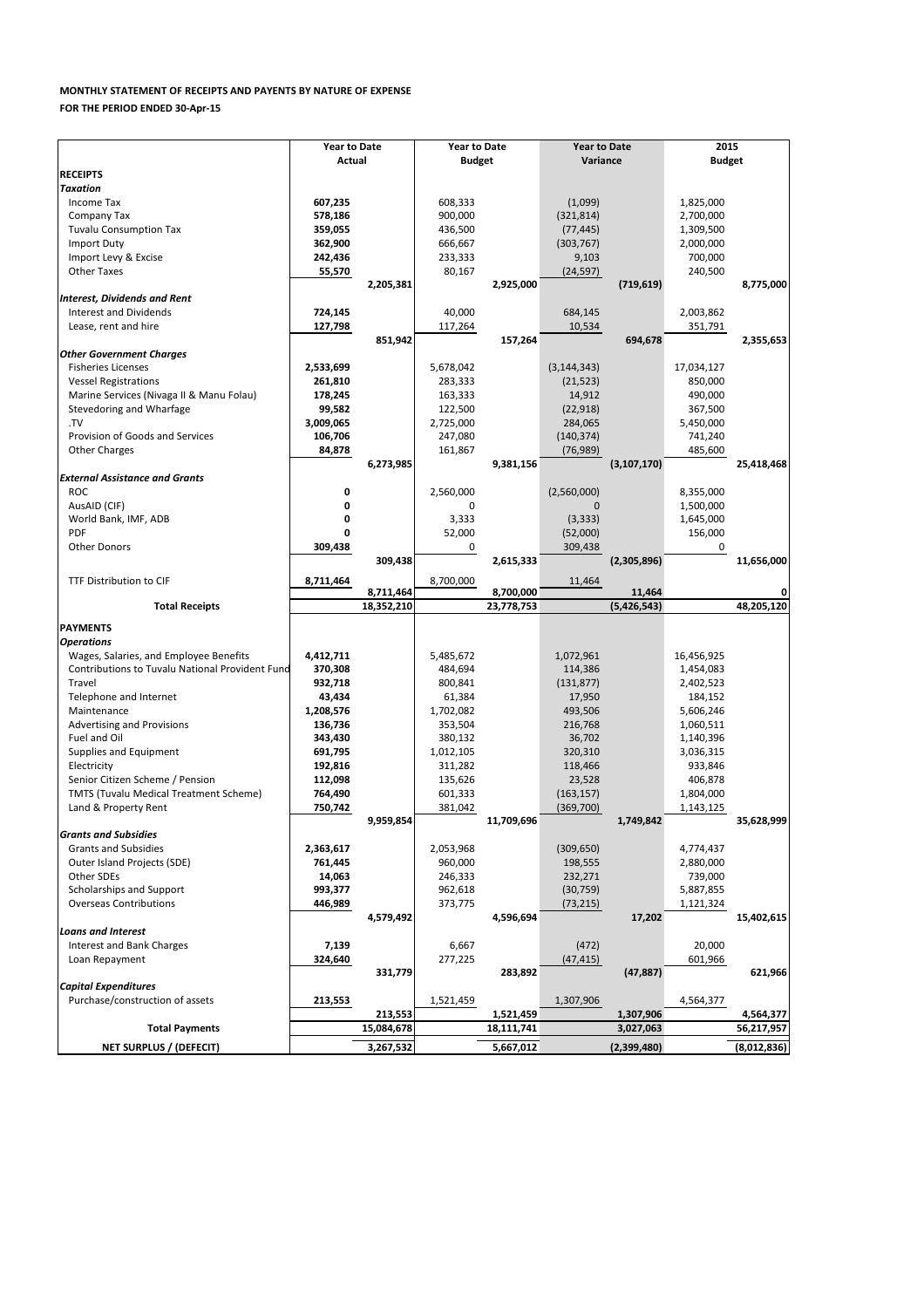**MONTHLY STATEMENT OF RECEIPTS AND PAYENTS BY NATURE OF EXPENSE**

**FOR THE PERIOD ENDED 30-Apr-15**

| | Year to Date Actual | | Year to Date Budget | | Year to Date Variance | | 2015 Budget | |
|---|---|---|---|---|---|---|---|---|
| **RECEIPTS** | | | | | | | | |
| ***Taxation*** | | | | | | | | |
| Income Tax | **607,235** | | 608,333 | | (1,099) | | 1,825,000 | |
| Company Tax | **578,186** | | 900,000 | | (321,814) | | 2,700,000 | |
| Tuvalu Consumption Tax | **359,055** | | 436,500 | | (77,445) | | 1,309,500 | |
| Import Duty | **362,900** | | 666,667 | | (303,767) | | 2,000,000 | |
| Import Levy & Excise | **242,436** | | 233,333 | | 9,103 | | 700,000 | |
| Other Taxes | **55,570** | | 80,167 | | (24,597) | | 240,500 | |
| | | **2,205,381** | | **2,925,000** | | **(719,619)** | | **8,775,000** |
| ***Interest, Dividends and Rent*** | | | | | | | | |
| Interest and Dividends | **724,145** | | 40,000 | | 684,145 | | 2,003,862 | |
| Lease, rent and hire | **127,798** | | 117,264 | | 10,534 | | 351,791 | |
| | | **851,942** | | **157,264** | | **694,678** | | **2,355,653** |
| ***Other Government Charges*** | | | | | | | | |
| Fisheries Licenses | **2,533,699** | | 5,678,042 | | (3,144,343) | | 17,034,127 | |
| Vessel Registrations | **261,810** | | 283,333 | | (21,523) | | 850,000 | |
| Marine Services (Nivaga II & Manu Folau) | **178,245** | | 163,333 | | 14,912 | | 490,000 | |
| Stevedoring and Wharfage | **99,582** | | 122,500 | | (22,918) | | 367,500 | |
| .TV | **3,009,065** | | 2,725,000 | | 284,065 | | 5,450,000 | |
| Provision of Goods and Services | **106,706** | | 247,080 | | (140,374) | | 741,240 | |
| Other Charges | **84,878** | | 161,867 | | (76,989) | | 485,600 | |
| | | **6,273,985** | | **9,381,156** | | **(3,107,170)** | | **25,418,468** |
| ***External Assistance and Grants*** | | | | | | | | |
| ROC | **0** | | 2,560,000 | | (2,560,000) | | 8,355,000 | |
| AusAID (CIF) | **0** | | 0 | | 0 | | 1,500,000 | |
| World Bank, IMF, ADB | **0** | | 3,333 | | (3,333) | | 1,645,000 | |
| PDF | **0** | | 52,000 | | (52,000) | | 156,000 | |
| Other Donors | **309,438** | | 0 | | 309,438 | | 0 | |
| | | **309,438** | | **2,615,333** | | **(2,305,896)** | | **11,656,000** |
| TTF Distribution to CIF | **8,711,464** | | 8,700,000 | | 11,464 | | | |
| | | **8,711,464** | | **8,700,000** | | **11,464** | | **0** |
| **Total Receipts** | | **18,352,210** | | **23,778,753** | | **(5,426,543)** | | **48,205,120** |
| **PAYMENTS** | | | | | | | | |
| ***Operations*** | | | | | | | | |
| Wages, Salaries, and Employee Benefits | **4,412,711** | | 5,485,672 | | 1,072,961 | | 16,456,925 | |
| Contributions to Tuvalu National Provident Fund | **370,308** | | 484,694 | | 114,386 | | 1,454,083 | |
| Travel | **932,718** | | 800,841 | | (131,877) | | 2,402,523 | |
| Telephone and Internet | **43,434** | | 61,384 | | 17,950 | | 184,152 | |
| Maintenance | **1,208,576** | | 1,702,082 | | 493,506 | | 5,606,246 | |
| Advertising and Provisions | **136,736** | | 353,504 | | 216,768 | | 1,060,511 | |
| Fuel and Oil | **343,430** | | 380,132 | | 36,702 | | 1,140,396 | |
| Supplies and Equipment | **691,795** | | 1,012,105 | | 320,310 | | 3,036,315 | |
| Electricity | **192,816** | | 311,282 | | 118,466 | | 933,846 | |
| Senior Citizen Scheme / Pension | **112,098** | | 135,626 | | 23,528 | | 406,878 | |
| TMTS (Tuvalu Medical Treatment Scheme) | **764,490** | | 601,333 | | (163,157) | | 1,804,000 | |
| Land & Property Rent | **750,742** | | 381,042 | | (369,700) | | 1,143,125 | |
| | | **9,959,854** | | **11,709,696** | | **1,749,842** | | **35,628,999** |
| ***Grants and Subsidies*** | | | | | | | | |
| Grants and Subsidies | **2,363,617** | | 2,053,968 | | (309,650) | | 4,774,437 | |
| Outer Island Projects (SDE) | **761,445** | | 960,000 | | 198,555 | | 2,880,000 | |
| Other SDEs | **14,063** | | 246,333 | | 232,271 | | 739,000 | |
| Scholarships and Support | **993,377** | | 962,618 | | (30,759) | | 5,887,855 | |
| Overseas Contributions | **446,989** | | 373,775 | | (73,215) | | 1,121,324 | |
| | | **4,579,492** | | **4,596,694** | | **17,202** | | **15,402,615** |
| ***Loans and Interest*** | | | | | | | | |
| Interest and Bank Charges | **7,139** | | 6,667 | | (472) | | 20,000 | |
| Loan Repayment | **324,640** | | 277,225 | | (47,415) | | 601,966 | |
| | | **331,779** | | **283,892** | | **(47,887)** | | **621,966** |
| ***Capital Expenditures*** | | | | | | | | |
| Purchase/construction of assets | **213,553** | | 1,521,459 | | 1,307,906 | | 4,564,377 | |
| | | **213,553** | | **1,521,459** | | **1,307,906** | | **4,564,377** |
| **Total Payments** | | **15,084,678** | | **18,111,741** | | **3,027,063** | | **56,217,957** |
| **NET SURPLUS / (DEFECIT)** | | **3,267,532** | | **5,667,012** | | **(2,399,480)** | | **(8,012,836)** |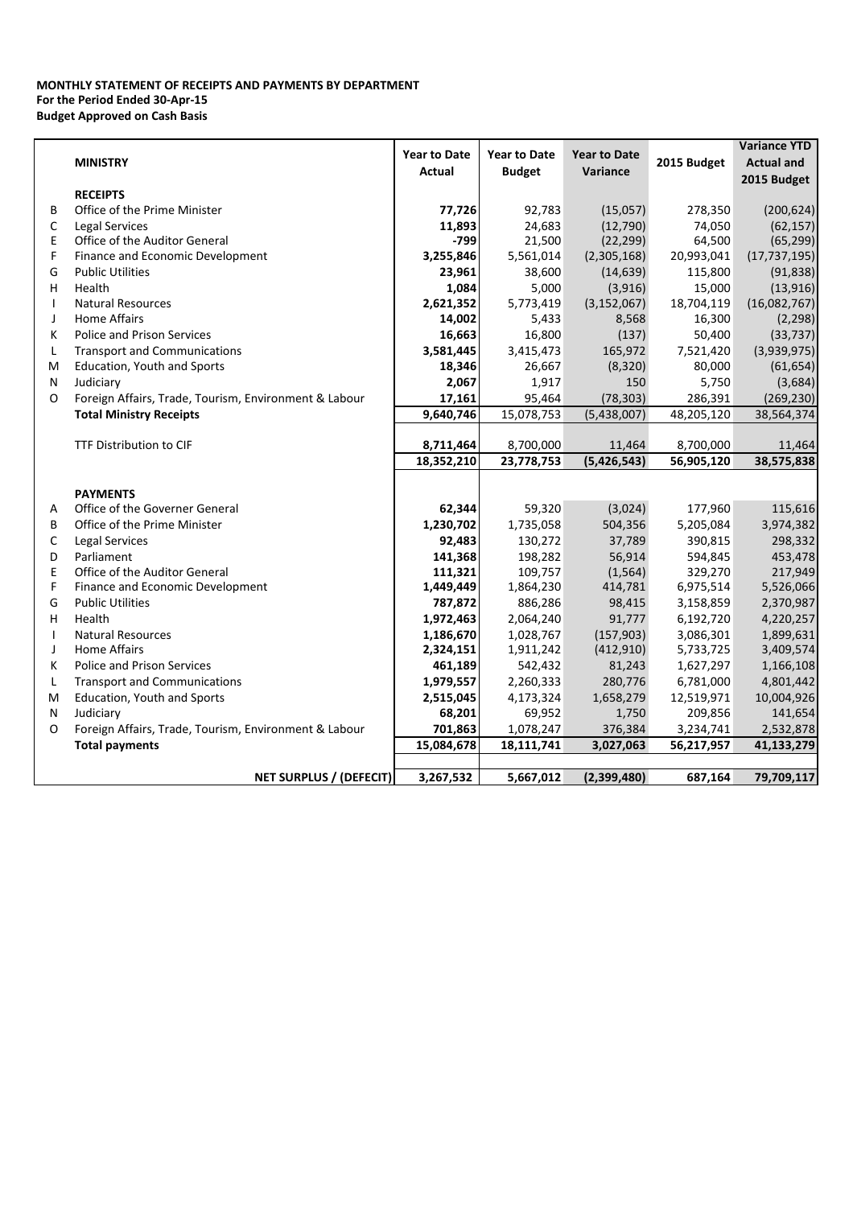**MONTHLY STATEMENT OF RECEIPTS AND PAYMENTS BY DEPARTMENT**
**For the Period Ended 30-Apr-15**
**Budget Approved on Cash Basis**

| | MINISTRY | Year to Date Actual | Year to Date Budget | Year to Date Variance | 2015 Budget | Variance YTD Actual and 2015 Budget |
|---|---|---|---|---|---|---|
| | **RECEIPTS** | | | | | |
| B | Office of the Prime Minister | **77,726** | 92,783 | (15,057) | 278,350 | (200,624) |
| C | Legal Services | **11,893** | 24,683 | (12,790) | 74,050 | (62,157) |
| E | Office of the Auditor General | **-799** | 21,500 | (22,299) | 64,500 | (65,299) |
| F | Finance and Economic Development | **3,255,846** | 5,561,014 | (2,305,168) | 20,993,041 | (17,737,195) |
| G | Public Utilities | **23,961** | 38,600 | (14,639) | 115,800 | (91,838) |
| H | Health | **1,084** | 5,000 | (3,916) | 15,000 | (13,916) |
| I | Natural Resources | **2,621,352** | 5,773,419 | (3,152,067) | 18,704,119 | (16,082,767) |
| J | Home Affairs | **14,002** | 5,433 | 8,568 | 16,300 | (2,298) |
| K | Police and Prison Services | **16,663** | 16,800 | (137) | 50,400 | (33,737) |
| L | Transport and Communications | **3,581,445** | 3,415,473 | 165,972 | 7,521,420 | (3,939,975) |
| M | Education, Youth and Sports | **18,346** | 26,667 | (8,320) | 80,000 | (61,654) |
| N | Judiciary | **2,067** | 1,917 | 150 | 5,750 | (3,684) |
| O | Foreign Affairs, Trade, Tourism, Environment & Labour | **17,161** | 95,464 | (78,303) | 286,391 | (269,230) |
| | **Total Ministry Receipts** | **9,640,746** | 15,078,753 | (5,438,007) | 48,205,120 | 38,564,374 |
| | TTF Distribution to CIF | **8,711,464** | 8,700,000 | 11,464 | 8,700,000 | 11,464 |
| | | **18,352,210** | **23,778,753** | **(5,426,543)** | **56,905,120** | **38,575,838** |
| | **PAYMENTS** | | | | | |
| A | Office of the Governer General | **62,344** | 59,320 | (3,024) | 177,960 | 115,616 |
| B | Office of the Prime Minister | **1,230,702** | 1,735,058 | 504,356 | 5,205,084 | 3,974,382 |
| C | Legal Services | **92,483** | 130,272 | 37,789 | 390,815 | 298,332 |
| D | Parliament | **141,368** | 198,282 | 56,914 | 594,845 | 453,478 |
| E | Office of the Auditor General | **111,321** | 109,757 | (1,564) | 329,270 | 217,949 |
| F | Finance and Economic Development | **1,449,449** | 1,864,230 | 414,781 | 6,975,514 | 5,526,066 |
| G | Public Utilities | **787,872** | 886,286 | 98,415 | 3,158,859 | 2,370,987 |
| H | Health | **1,972,463** | 2,064,240 | 91,777 | 6,192,720 | 4,220,257 |
| I | Natural Resources | **1,186,670** | 1,028,767 | (157,903) | 3,086,301 | 1,899,631 |
| J | Home Affairs | **2,324,151** | 1,911,242 | (412,910) | 5,733,725 | 3,409,574 |
| K | Police and Prison Services | **461,189** | 542,432 | 81,243 | 1,627,297 | 1,166,108 |
| L | Transport and Communications | **1,979,557** | 2,260,333 | 280,776 | 6,781,000 | 4,801,442 |
| M | Education, Youth and Sports | **2,515,045** | 4,173,324 | 1,658,279 | 12,519,971 | 10,004,926 |
| N | Judiciary | **68,201** | 69,952 | 1,750 | 209,856 | 141,654 |
| O | Foreign Affairs, Trade, Tourism, Environment & Labour | **701,863** | 1,078,247 | 376,384 | 3,234,741 | 2,532,878 |
| | **Total payments** | **15,084,678** | **18,111,741** | **3,027,063** | **56,217,957** | **41,133,279** |
| | **NET SURPLUS / (DEFECIT)** | **3,267,532** | **5,667,012** | **(2,399,480)** | **687,164** | **79,709,117** |